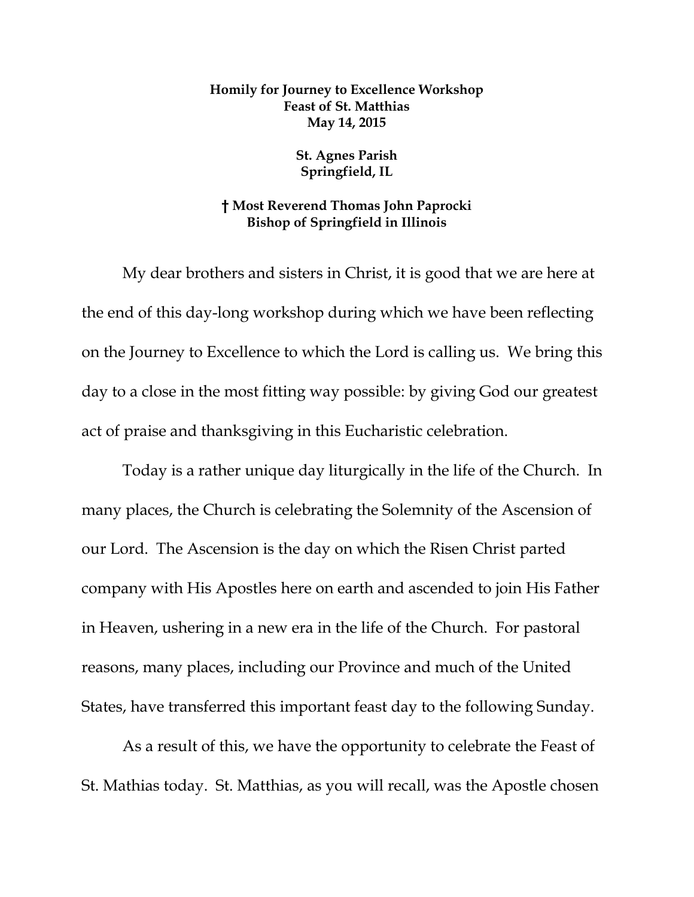**Homily for Journey to Excellence Workshop**
**Feast of St. Matthias**
**May 14, 2015**

**St. Agnes Parish**
**Springfield, IL**

**† Most Reverend Thomas John Paprocki**
**Bishop of Springfield in Illinois**

My dear brothers and sisters in Christ, it is good that we are here at the end of this day-long workshop during which we have been reflecting on the Journey to Excellence to which the Lord is calling us. We bring this day to a close in the most fitting way possible: by giving God our greatest act of praise and thanksgiving in this Eucharistic celebration.

Today is a rather unique day liturgically in the life of the Church. In many places, the Church is celebrating the Solemnity of the Ascension of our Lord. The Ascension is the day on which the Risen Christ parted company with His Apostles here on earth and ascended to join His Father in Heaven, ushering in a new era in the life of the Church. For pastoral reasons, many places, including our Province and much of the United States, have transferred this important feast day to the following Sunday.

As a result of this, we have the opportunity to celebrate the Feast of St. Mathias today. St. Matthias, as you will recall, was the Apostle chosen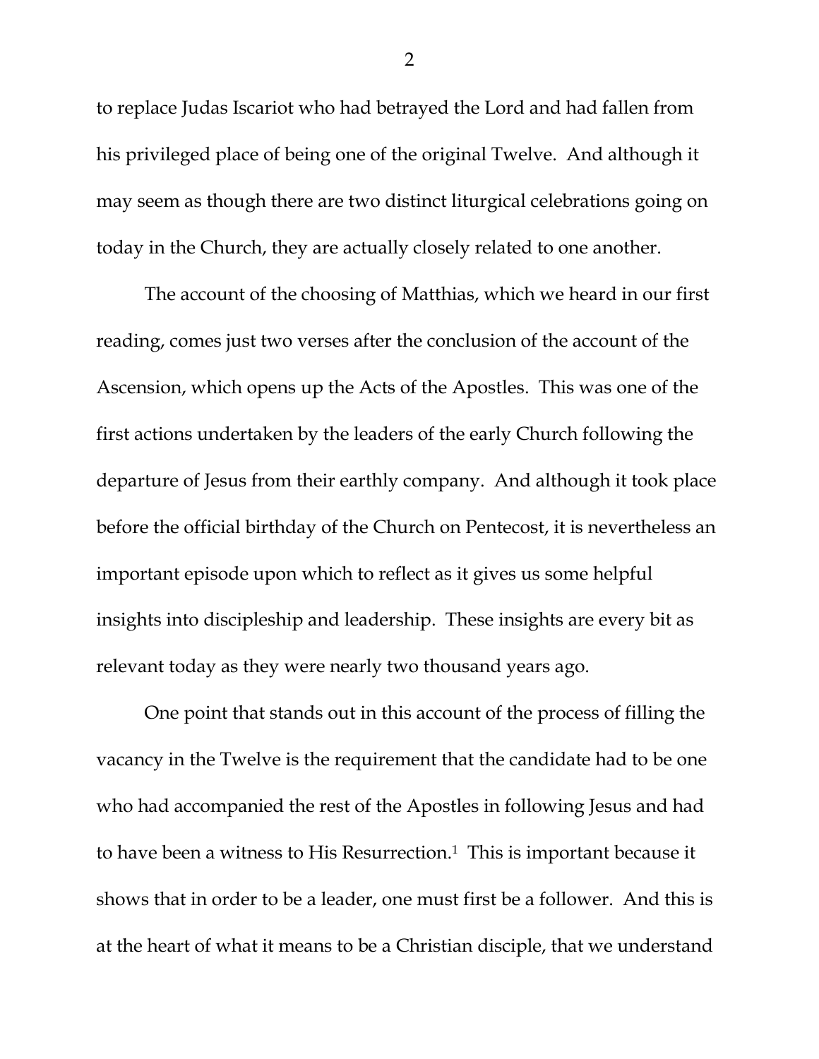to replace Judas Iscariot who had betrayed the Lord and had fallen from his privileged place of being one of the original Twelve. And although it may seem as though there are two distinct liturgical celebrations going on today in the Church, they are actually closely related to one another.

The account of the choosing of Matthias, which we heard in our first reading, comes just two verses after the conclusion of the account of the Ascension, which opens up the Acts of the Apostles. This was one of the first actions undertaken by the leaders of the early Church following the departure of Jesus from their earthly company. And although it took place before the official birthday of the Church on Pentecost, it is nevertheless an important episode upon which to reflect as it gives us some helpful insights into discipleship and leadership. These insights are every bit as relevant today as they were nearly two thousand years ago.

One point that stands out in this account of the process of filling the vacancy in the Twelve is the requirement that the candidate had to be one who had accompanied the rest of the Apostles in following Jesus and had to have been a witness to His Resurrection.[1] This is important because it shows that in order to be a leader, one must first be a follower. And this is at the heart of what it means to be a Christian disciple, that we understand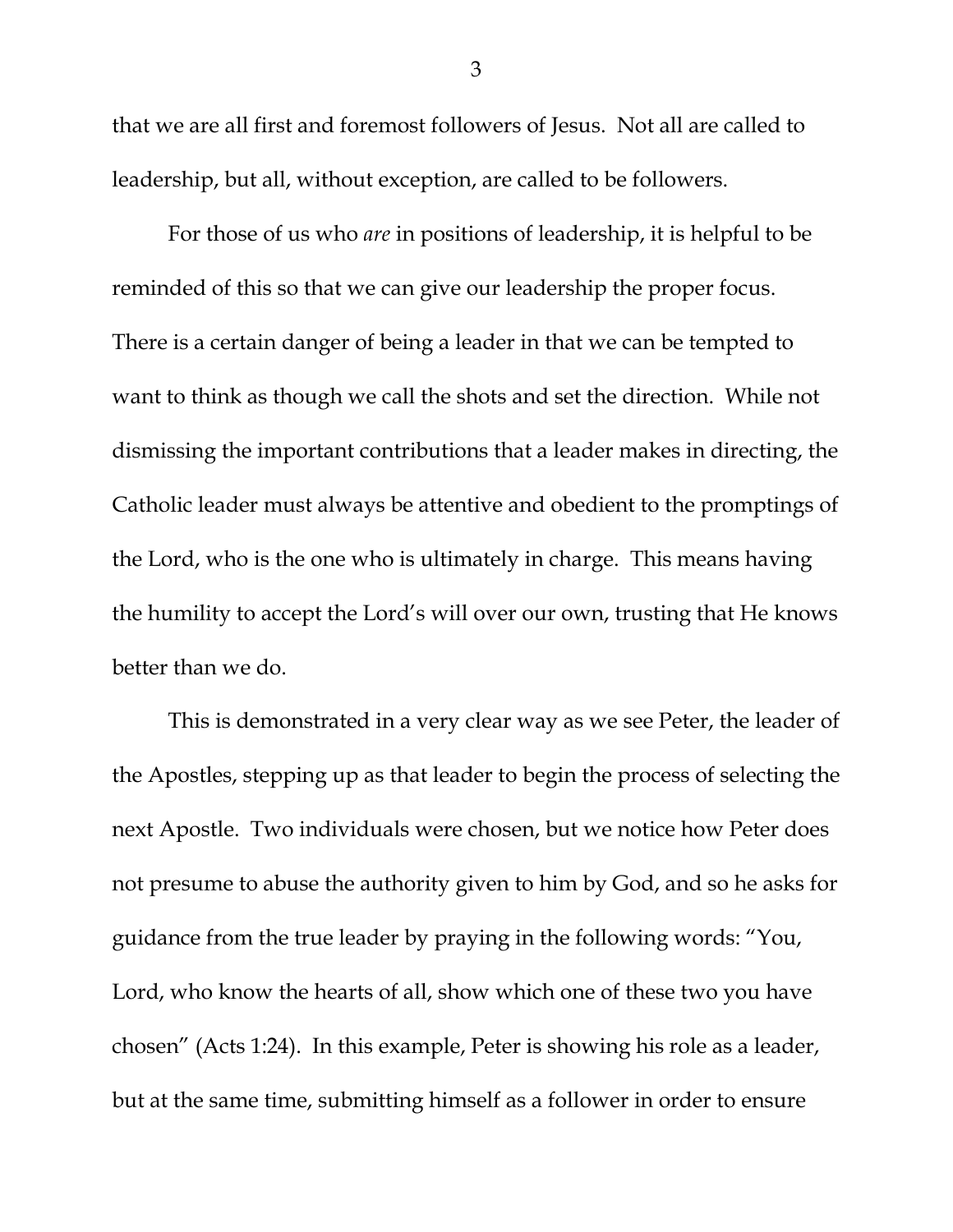that we are all first and foremost followers of Jesus. Not all are called to leadership, but all, without exception, are called to be followers.

For those of us who *are* in positions of leadership, it is helpful to be reminded of this so that we can give our leadership the proper focus. There is a certain danger of being a leader in that we can be tempted to want to think as though we call the shots and set the direction. While not dismissing the important contributions that a leader makes in directing, the Catholic leader must always be attentive and obedient to the promptings of the Lord, who is the one who is ultimately in charge. This means having the humility to accept the Lord's will over our own, trusting that He knows better than we do.

This is demonstrated in a very clear way as we see Peter, the leader of the Apostles, stepping up as that leader to begin the process of selecting the next Apostle. Two individuals were chosen, but we notice how Peter does not presume to abuse the authority given to him by God, and so he asks for guidance from the true leader by praying in the following words: "You, Lord, who know the hearts of all, show which one of these two you have chosen" (Acts 1:24). In this example, Peter is showing his role as a leader, but at the same time, submitting himself as a follower in order to ensure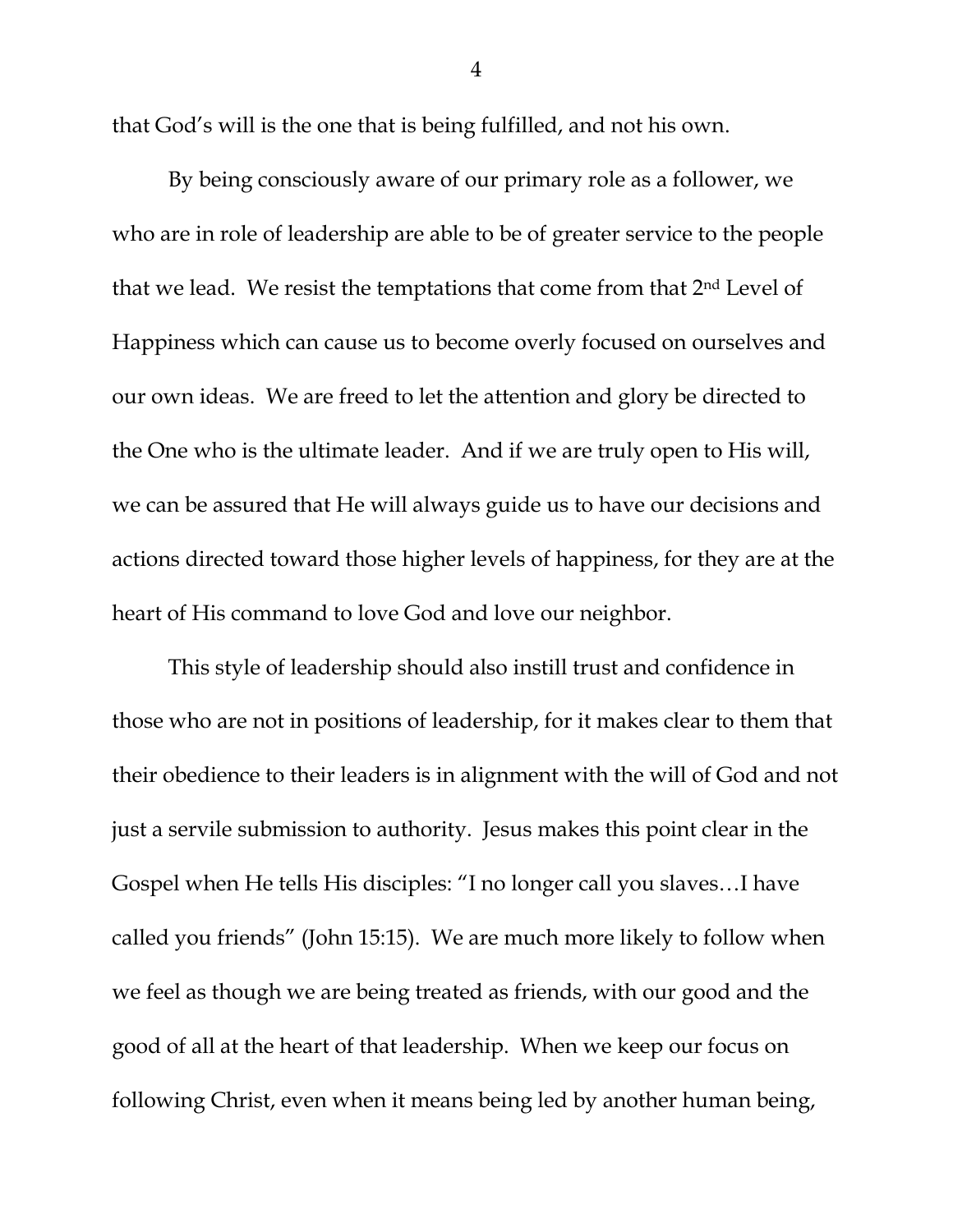that God's will is the one that is being fulfilled, and not his own.

By being consciously aware of our primary role as a follower, we who are in role of leadership are able to be of greater service to the people that we lead. We resist the temptations that come from that 2nd Level of Happiness which can cause us to become overly focused on ourselves and our own ideas. We are freed to let the attention and glory be directed to the One who is the ultimate leader. And if we are truly open to His will, we can be assured that He will always guide us to have our decisions and actions directed toward those higher levels of happiness, for they are at the heart of His command to love God and love our neighbor.

This style of leadership should also instill trust and confidence in those who are not in positions of leadership, for it makes clear to them that their obedience to their leaders is in alignment with the will of God and not just a servile submission to authority. Jesus makes this point clear in the Gospel when He tells His disciples: "I no longer call you slaves…I have called you friends" (John 15:15). We are much more likely to follow when we feel as though we are being treated as friends, with our good and the good of all at the heart of that leadership. When we keep our focus on following Christ, even when it means being led by another human being,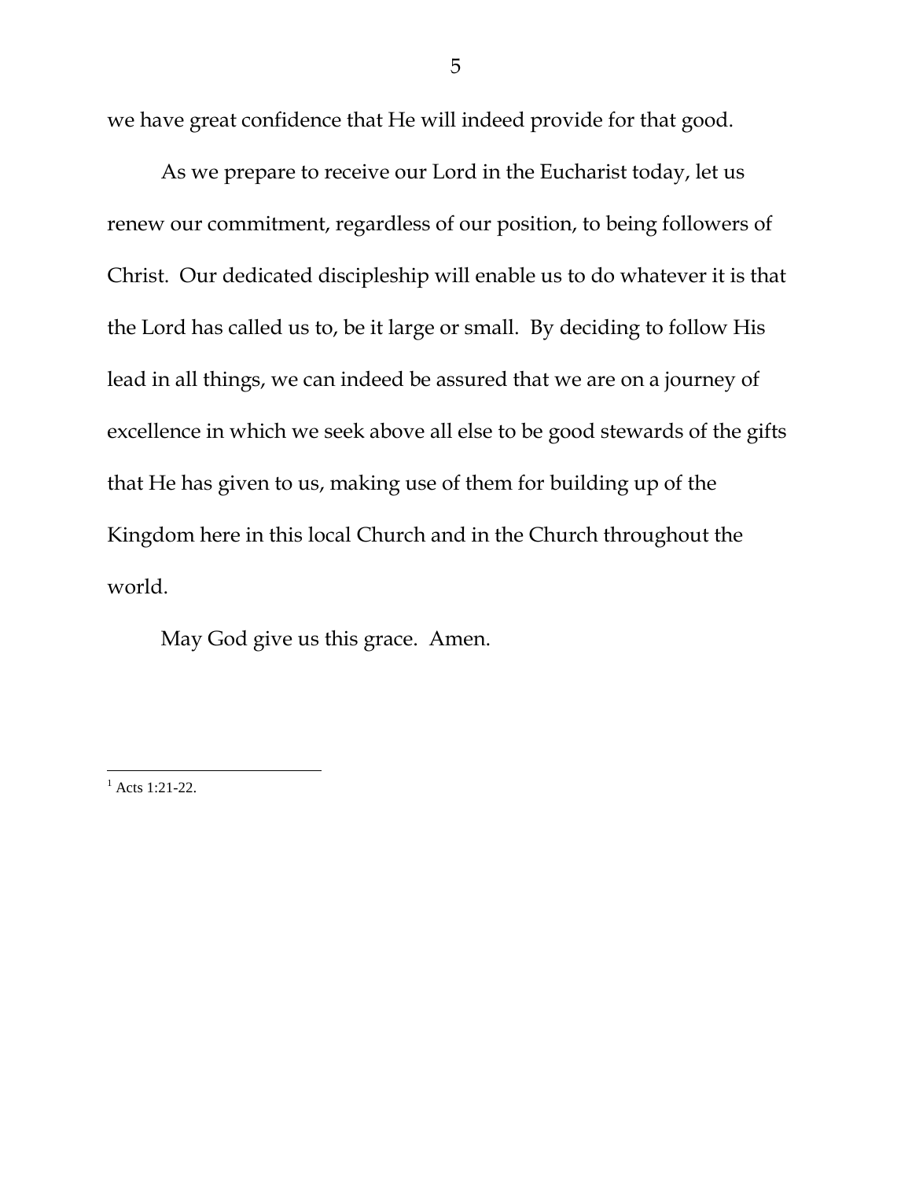we have great confidence that He will indeed provide for that good.

As we prepare to receive our Lord in the Eucharist today, let us renew our commitment, regardless of our position, to being followers of Christ. Our dedicated discipleship will enable us to do whatever it is that the Lord has called us to, be it large or small. By deciding to follow His lead in all things, we can indeed be assured that we are on a journey of excellence in which we seek above all else to be good stewards of the gifts that He has given to us, making use of them for building up of the Kingdom here in this local Church and in the Church throughout the world.

May God give us this grace. Amen.

---

[1] Acts 1:21-22.